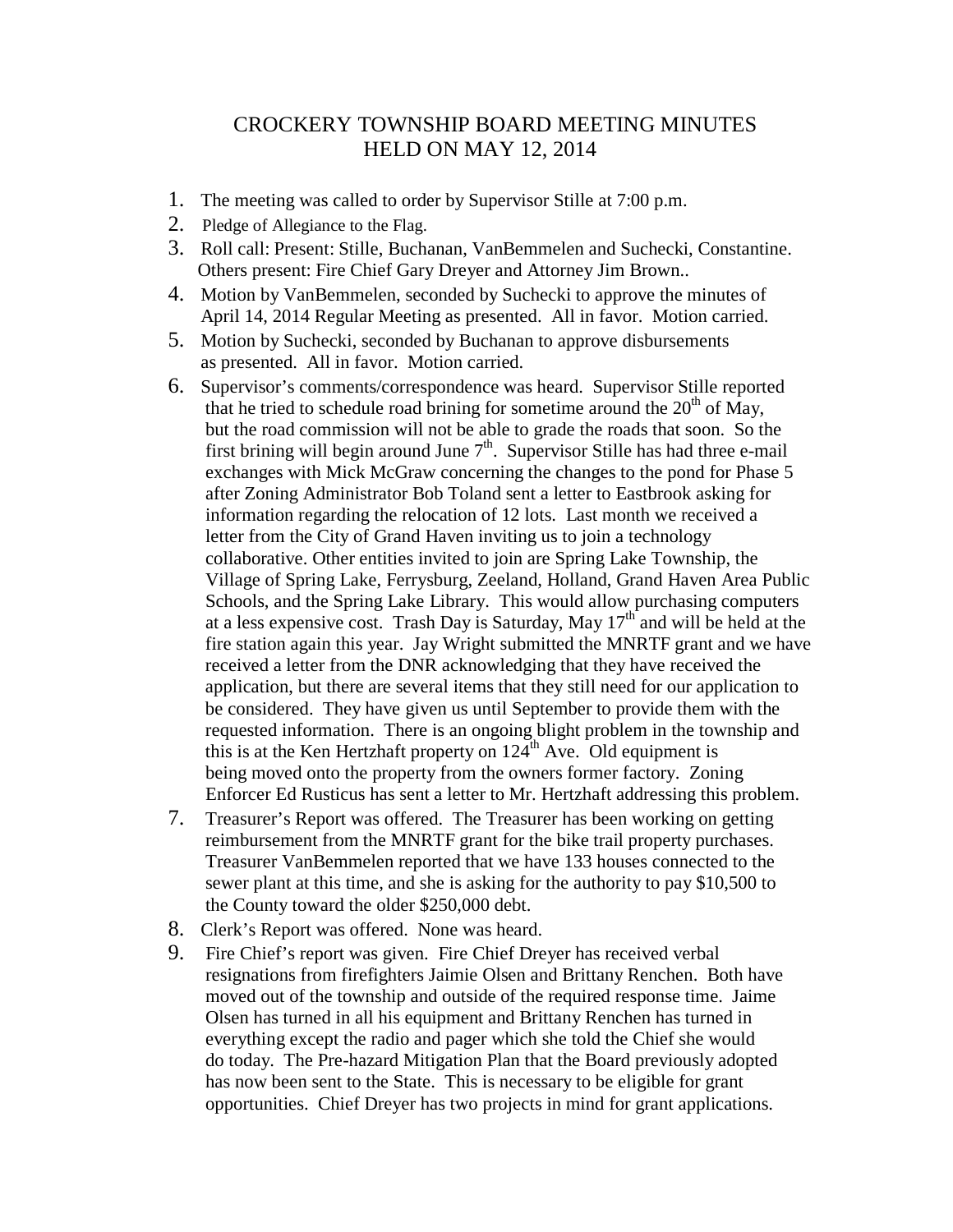# CROCKERY TOWNSHIP BOARD MEETING MINUTES HELD ON MAY 12, 2014

1. The meeting was called to order by Supervisor Stille at 7:00 p.m.
2. Pledge of Allegiance to the Flag.
3. Roll call: Present: Stille, Buchanan, VanBemmelen and Suchecki, Constantine. Others present: Fire Chief Gary Dreyer and Attorney Jim Brown..
4. Motion by VanBemmelen, seconded by Suchecki to approve the minutes of April 14, 2014 Regular Meeting as presented. All in favor. Motion carried.
5. Motion by Suchecki, seconded by Buchanan to approve disbursements as presented. All in favor. Motion carried.
6. Supervisor's comments/correspondence was heard. Supervisor Stille reported that he tried to schedule road brining for sometime around the 20th of May, but the road commission will not be able to grade the roads that soon. So the first brining will begin around June 7th. Supervisor Stille has had three e-mail exchanges with Mick McGraw concerning the changes to the pond for Phase 5 after Zoning Administrator Bob Toland sent a letter to Eastbrook asking for information regarding the relocation of 12 lots. Last month we received a letter from the City of Grand Haven inviting us to join a technology collaborative. Other entities invited to join are Spring Lake Township, the Village of Spring Lake, Ferrysburg, Zeeland, Holland, Grand Haven Area Public Schools, and the Spring Lake Library. This would allow purchasing computers at a less expensive cost. Trash Day is Saturday, May 17th and will be held at the fire station again this year. Jay Wright submitted the MNRTF grant and we have received a letter from the DNR acknowledging that they have received the application, but there are several items that they still need for our application to be considered. They have given us until September to provide them with the requested information. There is an ongoing blight problem in the township and this is at the Ken Hertzhaft property on 124th Ave. Old equipment is being moved onto the property from the owners former factory. Zoning Enforcer Ed Rusticus has sent a letter to Mr. Hertzhaft addressing this problem.
7. Treasurer's Report was offered. The Treasurer has been working on getting reimbursement from the MNRTF grant for the bike trail property purchases. Treasurer VanBemmelen reported that we have 133 houses connected to the sewer plant at this time, and she is asking for the authority to pay $10,500 to the County toward the older $250,000 debt.
8. Clerk's Report was offered. None was heard.
9. Fire Chief's report was given. Fire Chief Dreyer has received verbal resignations from firefighters Jaimie Olsen and Brittany Renchen. Both have moved out of the township and outside of the required response time. Jaime Olsen has turned in all his equipment and Brittany Renchen has turned in everything except the radio and pager which she told the Chief she would do today. The Pre-hazard Mitigation Plan that the Board previously adopted has now been sent to the State. This is necessary to be eligible for grant opportunities. Chief Dreyer has two projects in mind for grant applications.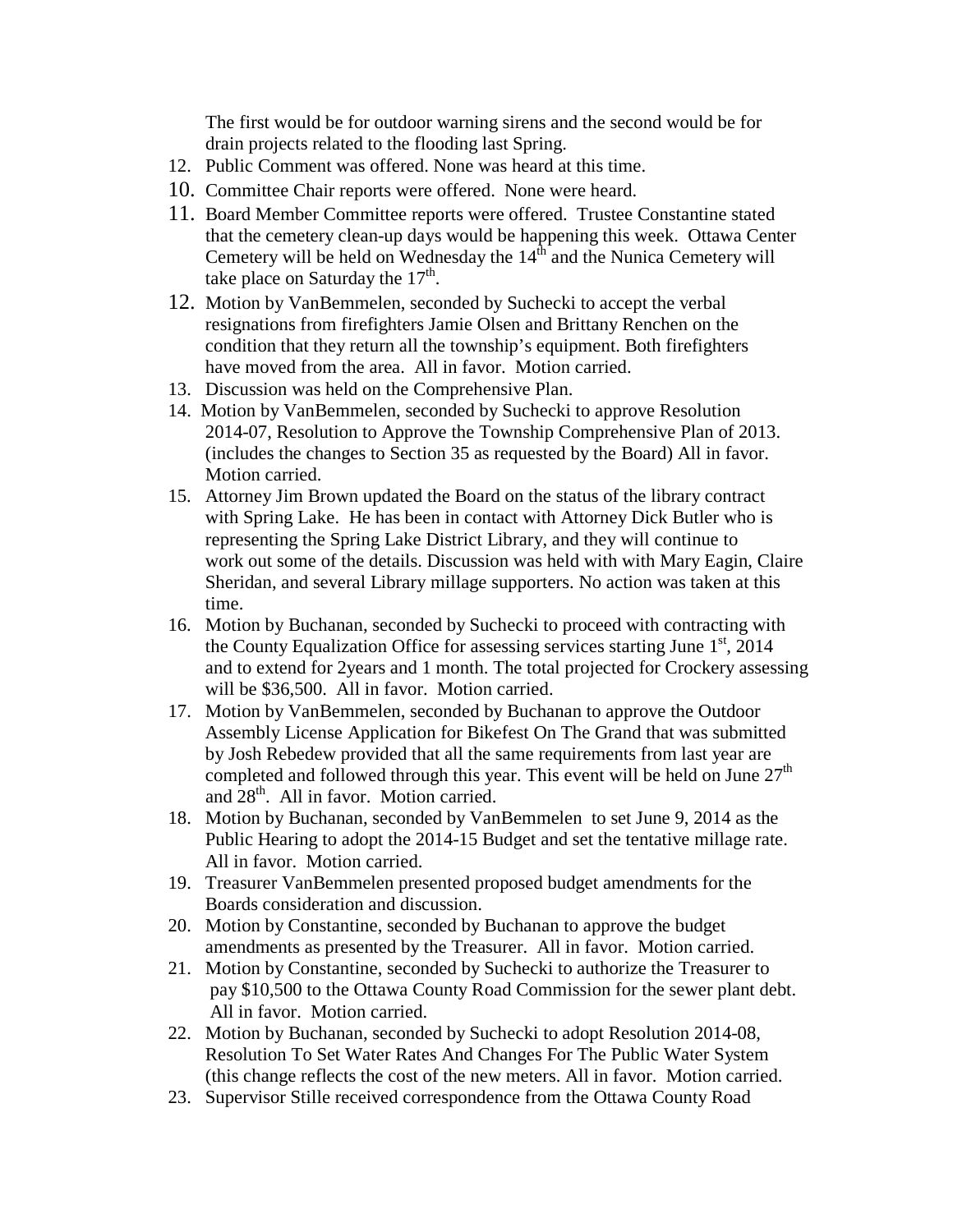The first would be for outdoor warning sirens and the second would be for drain projects related to the flooding last Spring.

12. Public Comment was offered. None was heard at this time.
10. Committee Chair reports were offered. None were heard.
11. Board Member Committee reports were offered. Trustee Constantine stated that the cemetery clean-up days would be happening this week. Ottawa Center Cemetery will be held on Wednesday the 14th and the Nunica Cemetery will take place on Saturday the 17th.
12. Motion by VanBemmelen, seconded by Suchecki to accept the verbal resignations from firefighters Jamie Olsen and Brittany Renchen on the condition that they return all the township's equipment. Both firefighters have moved from the area. All in favor. Motion carried.
13. Discussion was held on the Comprehensive Plan.
14. Motion by VanBemmelen, seconded by Suchecki to approve Resolution 2014-07, Resolution to Approve the Township Comprehensive Plan of 2013. (includes the changes to Section 35 as requested by the Board) All in favor. Motion carried.
15. Attorney Jim Brown updated the Board on the status of the library contract with Spring Lake. He has been in contact with Attorney Dick Butler who is representing the Spring Lake District Library, and they will continue to work out some of the details. Discussion was held with with Mary Eagin, Claire Sheridan, and several Library millage supporters. No action was taken at this time.
16. Motion by Buchanan, seconded by Suchecki to proceed with contracting with the County Equalization Office for assessing services starting June 1st, 2014 and to extend for 2years and 1 month. The total projected for Crockery assessing will be $36,500. All in favor. Motion carried.
17. Motion by VanBemmelen, seconded by Buchanan to approve the Outdoor Assembly License Application for Bikefest On The Grand that was submitted by Josh Rebedew provided that all the same requirements from last year are completed and followed through this year. This event will be held on June 27th and 28th. All in favor. Motion carried.
18. Motion by Buchanan, seconded by VanBemmelen to set June 9, 2014 as the Public Hearing to adopt the 2014-15 Budget and set the tentative millage rate. All in favor. Motion carried.
19. Treasurer VanBemmelen presented proposed budget amendments for the Boards consideration and discussion.
20. Motion by Constantine, seconded by Buchanan to approve the budget amendments as presented by the Treasurer. All in favor. Motion carried.
21. Motion by Constantine, seconded by Suchecki to authorize the Treasurer to pay $10,500 to the Ottawa County Road Commission for the sewer plant debt. All in favor. Motion carried.
22. Motion by Buchanan, seconded by Suchecki to adopt Resolution 2014-08, Resolution To Set Water Rates And Changes For The Public Water System (this change reflects the cost of the new meters. All in favor. Motion carried.
23. Supervisor Stille received correspondence from the Ottawa County Road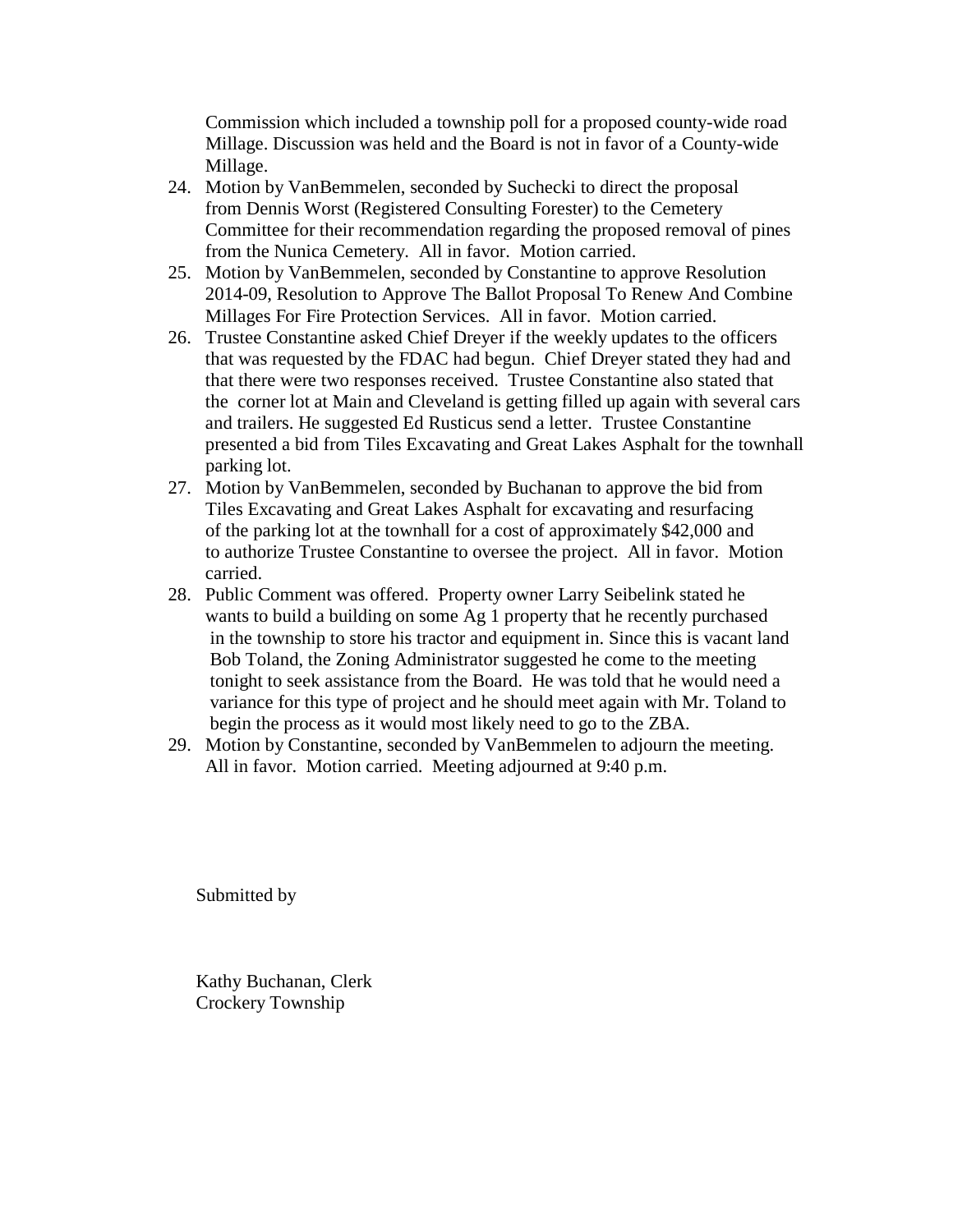Commission which included a township poll for a proposed county-wide road Millage. Discussion was held and the Board is not in favor of a County-wide Millage.

24. Motion by VanBemmelen, seconded by Suchecki to direct the proposal from Dennis Worst (Registered Consulting Forester) to the Cemetery Committee for their recommendation regarding the proposed removal of pines from the Nunica Cemetery. All in favor. Motion carried.
25. Motion by VanBemmelen, seconded by Constantine to approve Resolution 2014-09, Resolution to Approve The Ballot Proposal To Renew And Combine Millages For Fire Protection Services. All in favor. Motion carried.
26. Trustee Constantine asked Chief Dreyer if the weekly updates to the officers that was requested by the FDAC had begun. Chief Dreyer stated they had and that there were two responses received. Trustee Constantine also stated that the corner lot at Main and Cleveland is getting filled up again with several cars and trailers. He suggested Ed Rusticus send a letter. Trustee Constantine presented a bid from Tiles Excavating and Great Lakes Asphalt for the townhall parking lot.
27. Motion by VanBemmelen, seconded by Buchanan to approve the bid from Tiles Excavating and Great Lakes Asphalt for excavating and resurfacing of the parking lot at the townhall for a cost of approximately $42,000 and to authorize Trustee Constantine to oversee the project. All in favor. Motion carried.
28. Public Comment was offered. Property owner Larry Seibelink stated he wants to build a building on some Ag 1 property that he recently purchased in the township to store his tractor and equipment in. Since this is vacant land Bob Toland, the Zoning Administrator suggested he come to the meeting tonight to seek assistance from the Board. He was told that he would need a variance for this type of project and he should meet again with Mr. Toland to begin the process as it would most likely need to go to the ZBA.
29. Motion by Constantine, seconded by VanBemmelen to adjourn the meeting. All in favor. Motion carried. Meeting adjourned at 9:40 p.m.

Submitted by

Kathy Buchanan, Clerk
Crockery Township